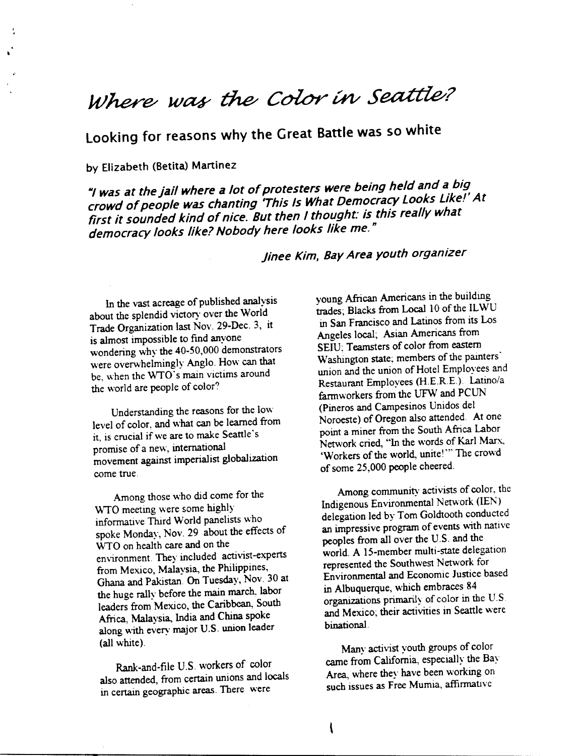# *Where was the Color in Seattle?*

## Looking for reasons why the Great Battle was so white

by Elizabeth (Betita) Martinez

***"I was at the jail where a lot of protesters were being held and a big crowd of people was chanting 'This Is What Democracy Looks Like!' At first it sounded kind of nice. But then I thought: is this really what democracy looks like? Nobody here looks like me."***

***Jinee Kim, Bay Area youth organizer***

In the vast acreage of published analysis about the splendid victory over the World Trade Organization last Nov. 29-Dec. 3, it is almost impossible to find anyone wondering why the 40-50,000 demonstrators were overwhelmingly Anglo. How can that be, when the WTO's main victims around the world are people of color?

Understanding the reasons for the low level of color, and what can be learned from it, is crucial if we are to make Seattle's promise of a new, international movement against imperialist globalization come true.

Among those who did come for the WTO meeting were some highly informative Third World panelists who spoke Monday, Nov. 29 about the effects of WTO on health care and on the environment. They included activist-experts from Mexico, Malaysia, the Philippines, Ghana and Pakistan. On Tuesday, Nov. 30 at the huge rally before the main march, labor leaders from Mexico, the Caribbean, South Africa, Malaysia, India and China spoke along with every major U.S. union leader (all white).

Rank-and-file U.S. workers of color also attended, from certain unions and locals in certain geographic areas. There were young African Americans in the building trades; Blacks from Local 10 of the ILWU in San Francisco and Latinos from its Los Angeles local; Asian Americans from SEIU; Teamsters of color from eastern Washington state; members of the painters' union and the union of Hotel Employees and Restaurant Employees (H.E.R.E.). Latino/a farmworkers from the UFW and PCUN (Pineros and Campesinos Unidos del Noroeste) of Oregon also attended. At one point a miner from the South Africa Labor Network cried, "In the words of Karl Marx, 'Workers of the world, unite!'" The crowd of some 25,000 people cheered.

Among community activists of color, the Indigenous Environmental Network (IEN) delegation led by Tom Goldtooth conducted an impressive program of events with native peoples from all over the U.S. and the world. A 15-member multi-state delegation represented the Southwest Network for Environmental and Economic Justice based in Albuquerque, which embraces 84 organizations primarily of color in the U.S. and Mexico; their activities in Seattle were binational.

Many activist youth groups of color came from California, especially the Bay Area, where they have been working on such issues as Free Mumia, affirmative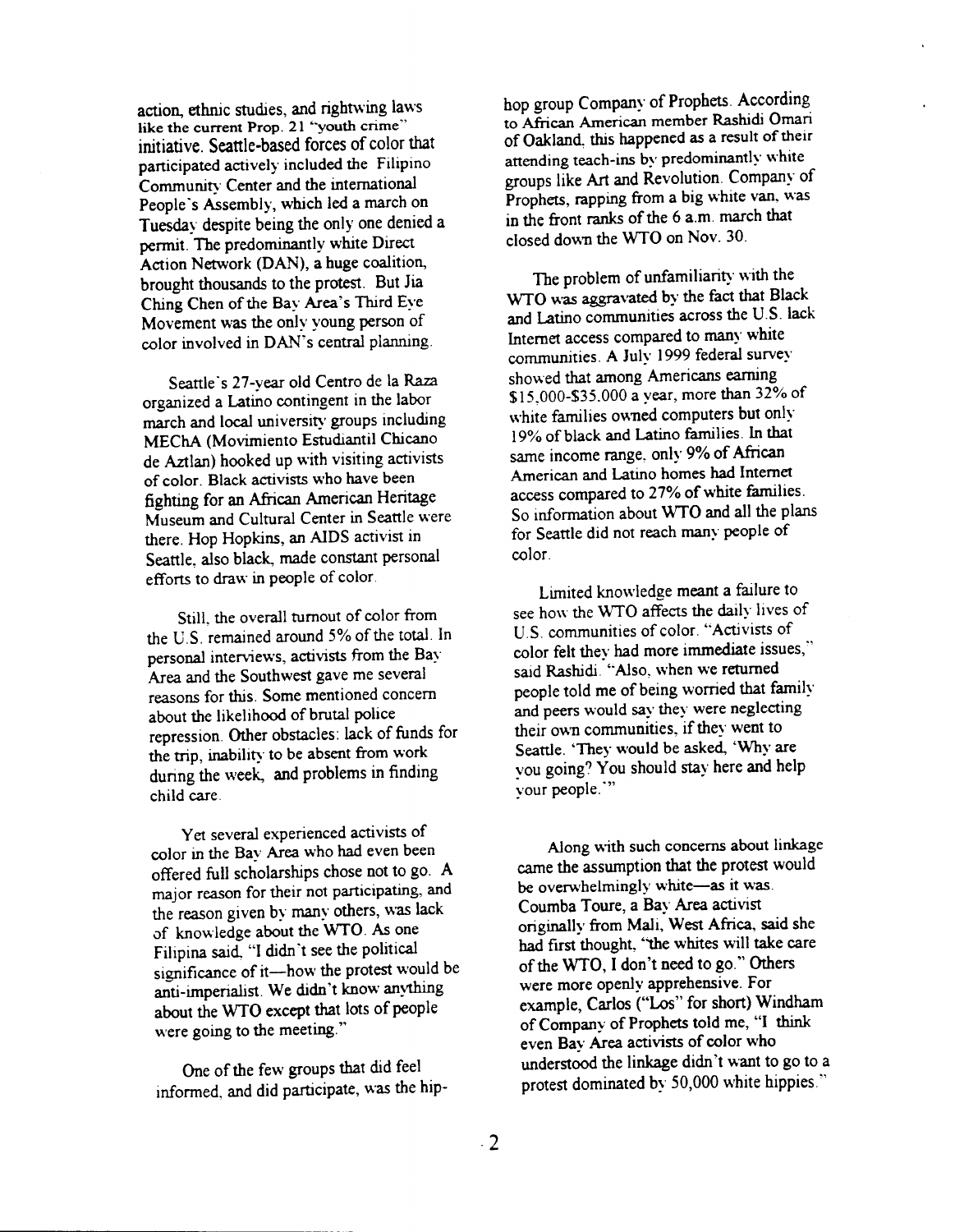action, ethnic studies, and rightwing laws like the current Prop. 21 "youth crime" initiative. Seattle-based forces of color that participated actively included the Filipino Community Center and the international People's Assembly, which led a march on Tuesday despite being the only one denied a permit. The predominantly white Direct Action Network (DAN), a huge coalition, brought thousands to the protest. But Jia Ching Chen of the Bay Area's Third Eye Movement was the only young person of color involved in DAN's central planning.

Seattle's 27-year old Centro de la Raza organized a Latino contingent in the labor march and local university groups including MEChA (Movimiento Estudiantil Chicano de Aztlan) hooked up with visiting activists of color. Black activists who have been fighting for an African American Heritage Museum and Cultural Center in Seattle were there. Hop Hopkins, an AIDS activist in Seattle, also black, made constant personal efforts to draw in people of color.

Still, the overall turnout of color from the U.S. remained around 5% of the total. In personal interviews, activists from the Bay Area and the Southwest gave me several reasons for this. Some mentioned concern about the likelihood of brutal police repression. Other obstacles: lack of funds for the trip, inability to be absent from work during the week, and problems in finding child care.

Yet several experienced activists of color in the Bay Area who had even been offered full scholarships chose not to go. A major reason for their not participating, and the reason given by many others, was lack of knowledge about the WTO. As one Filipina said, "I didn't see the political significance of it—how the protest would be anti-imperialist. We didn't know anything about the WTO except that lots of people were going to the meeting."

One of the few groups that did feel informed, and did participate, was the hip-hop group Company of Prophets. According to African American member Rashidi Omari of Oakland, this happened as a result of their attending teach-ins by predominantly white groups like Art and Revolution. Company of Prophets, rapping from a big white van, was in the front ranks of the 6 a.m. march that closed down the WTO on Nov. 30.

The problem of unfamiliarity with the WTO was aggravated by the fact that Black and Latino communities across the U.S. lack Internet access compared to many white communities. A July 1999 federal survey showed that among Americans earning $15,000-$35,000 a year, more than 32% of white families owned computers but only 19% of black and Latino families. In that same income range, only 9% of African American and Latino homes had Internet access compared to 27% of white families. So information about WTO and all the plans for Seattle did not reach many people of color.

Limited knowledge meant a failure to see how the WTO affects the daily lives of U.S. communities of color. "Activists of color felt they had more immediate issues," said Rashidi. "Also, when we returned people told me of being worried that family and peers would say they were neglecting their own communities, if they went to Seattle. 'They would be asked, 'Why are you going? You should stay here and help your people.'"

Along with such concerns about linkage came the assumption that the protest would be overwhelmingly white—as it was. Coumba Toure, a Bay Area activist originally from Mali, West Africa, said she had first thought, "the whites will take care of the WTO, I don't need to go." Others were more openly apprehensive. For example, Carlos ("Los" for short) Windham of Company of Prophets told me, "I think even Bay Area activists of color who understood the linkage didn't want to go to a protest dominated by 50,000 white hippies."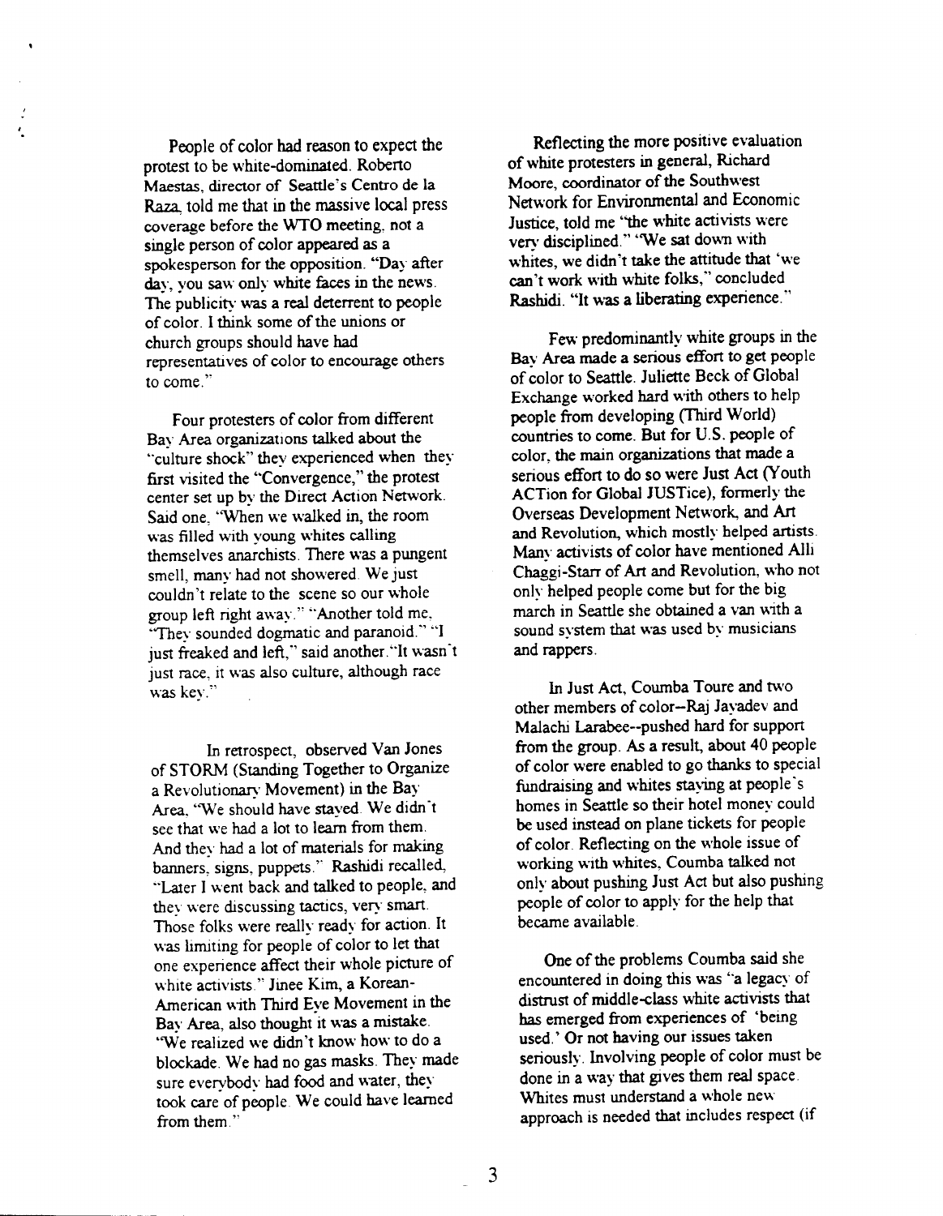People of color had reason to expect the protest to be white-dominated. Roberto Maestas, director of Seattle's Centro de la Raza, told me that in the massive local press coverage before the WTO meeting, not a single person of color appeared as a spokesperson for the opposition. "Day after day, you saw only white faces in the news. The publicity was a real deterrent to people of color. I think some of the unions or church groups should have had representatives of color to encourage others to come."

Four protesters of color from different Bay Area organizations talked about the "culture shock" they experienced when they first visited the "Convergence," the protest center set up by the Direct Action Network. Said one, "When we walked in, the room was filled with young whites calling themselves anarchists. There was a pungent smell, many had not showered. We just couldn't relate to the scene so our whole group left right away." "Another told me, "They sounded dogmatic and paranoid." "I just freaked and left," said another."It wasn't just race, it was also culture, although race was key."

In retrospect, observed Van Jones of STORM (Standing Together to Organize a Revolutionary Movement) in the Bay Area, "We should have stayed. We didn't see that we had a lot to learn from them. And they had a lot of materials for making banners, signs, puppets." Rashidi recalled, "Later I went back and talked to people, and they were discussing tactics, very smart. Those folks were really ready for action. It was limiting for people of color to let that one experience affect their whole picture of white activists." Jinee Kim, a Korean-American with Third Eye Movement in the Bay Area, also thought it was a mistake. "We realized we didn't know how to do a blockade. We had no gas masks. They made sure everybody had food and water, they took care of people. We could have learned from them."

Reflecting the more positive evaluation of white protesters in general, Richard Moore, coordinator of the Southwest Network for Environmental and Economic Justice, told me "the white activists were very disciplined." "We sat down with whites, we didn't take the attitude that 'we can't work with white folks,'" concluded Rashidi. "It was a liberating experience."

Few predominantly white groups in the Bay Area made a serious effort to get people of color to Seattle. Juliette Beck of Global Exchange worked hard with others to help people from developing (Third World) countries to come. But for U.S. people of color, the main organizations that made a serious effort to do so were Just Act (Youth ACTion for Global JUSTice), formerly the Overseas Development Network, and Art and Revolution, which mostly helped artists. Many activists of color have mentioned Alli Chaggi-Starr of Art and Revolution, who not only helped people come but for the big march in Seattle she obtained a van with a sound system that was used by musicians and rappers.

In Just Act, Coumba Toure and two other members of color--Raj Jayadev and Malachi Larabee--pushed hard for support from the group. As a result, about 40 people of color were enabled to go thanks to special fundraising and whites staying at people's homes in Seattle so their hotel money could be used instead on plane tickets for people of color. Reflecting on the whole issue of working with whites, Coumba talked not only about pushing Just Act but also pushing people of color to apply for the help that became available.

One of the problems Coumba said she encountered in doing this was "a legacy of distrust of middle-class white activists that has emerged from experiences of 'being used.' Or not having our issues taken seriously. Involving people of color must be done in a way that gives them real space. Whites must understand a whole new approach is needed that includes respect (if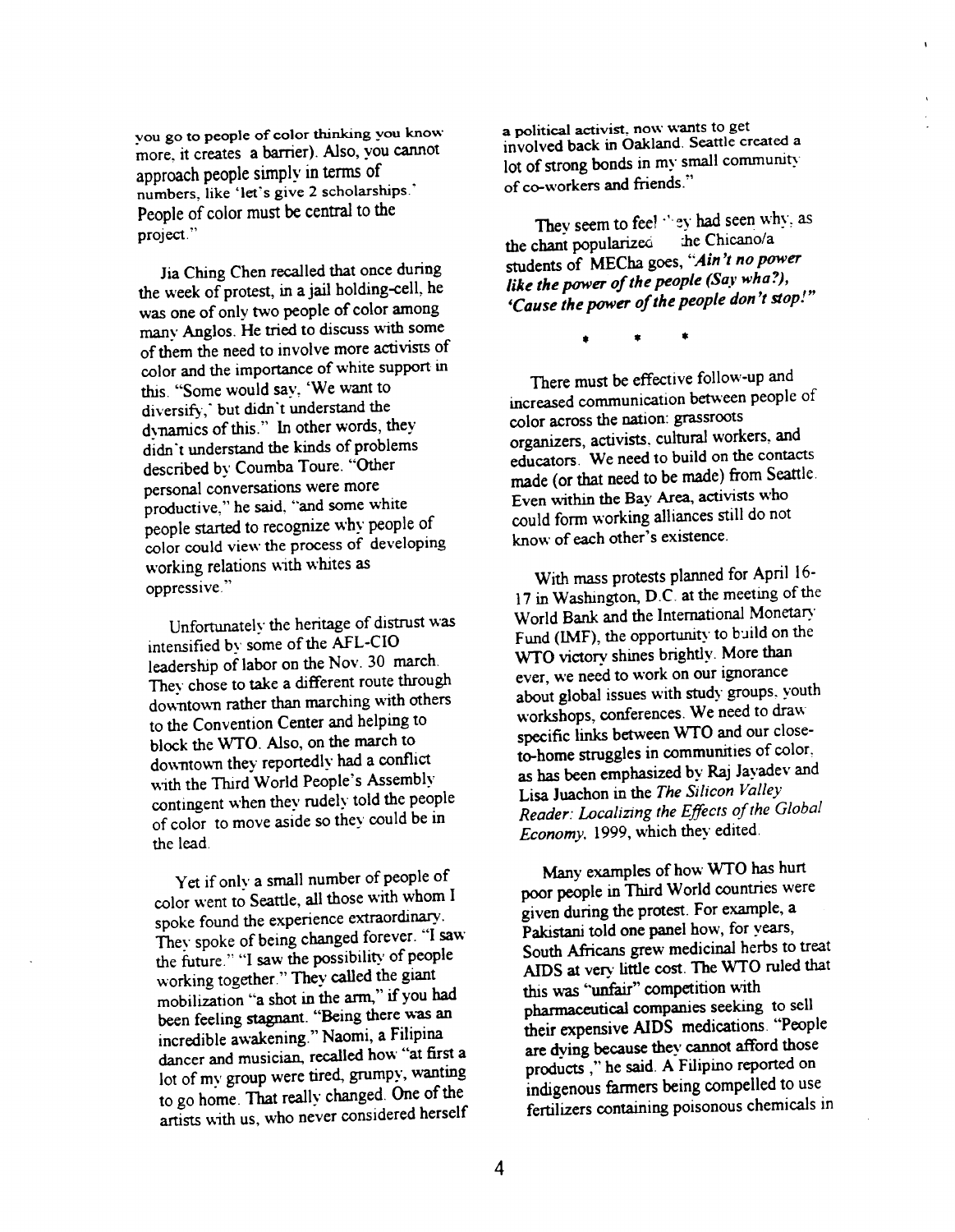you go to people of color thinking you know more, it creates a barrier). Also, you cannot approach people simply in terms of numbers, like 'let's give 2 scholarships.' People of color must be central to the project."

Jia Ching Chen recalled that once during the week of protest, in a jail holding-cell, he was one of only two people of color among many Anglos. He tried to discuss with some of them the need to involve more activists of color and the importance of white support in this. "Some would say, 'We want to diversify,' but didn't understand the dynamics of this." In other words, they didn't understand the kinds of problems described by Coumba Toure. "Other personal conversations were more productive," he said, "and some white people started to recognize why people of color could view the process of developing working relations with whites as oppressive."

Unfortunately the heritage of distrust was intensified by some of the AFL-CIO leadership of labor on the Nov. 30 march. They chose to take a different route through downtown rather than marching with others to the Convention Center and helping to block the WTO. Also, on the march to downtown they reportedly had a conflict with the Third World People's Assembly contingent when they rudely told the people of color to move aside so they could be in the lead.

Yet if only a small number of people of color went to Seattle, all those with whom I spoke found the experience extraordinary. They spoke of being changed forever. "I saw the future." "I saw the possibility of people working together." They called the giant mobilization "a shot in the arm," if you had been feeling stagnant. "Being there was an incredible awakening." Naomi, a Filipina dancer and musician, recalled how "at first a lot of my group were tired, grumpy, wanting to go home. That really changed. One of the artists with us, who never considered herself a political activist, now wants to get involved back in Oakland. Seattle created a lot of strong bonds in my small community of co-workers and friends."

They seem to feel they had seen why, as the chant popularized by the Chicano/a students of MECha goes, ***"Ain't no power like the power of the people (Say wha?), 'Cause the power of the people don't stop!"***

\* \* \*

There must be effective follow-up and increased communication between people of color across the nation: grassroots organizers, activists, cultural workers, and educators. We need to build on the contacts made (or that need to be made) from Seattle. Even within the Bay Area, activists who could form working alliances still do not know of each other's existence.

With mass protests planned for April 16-17 in Washington, D.C. at the meeting of the World Bank and the International Monetary Fund (IMF), the opportunity to build on the WTO victory shines brightly. More than ever, we need to work on our ignorance about global issues with study groups, youth workshops, conferences. We need to draw specific links between WTO and our close-to-home struggles in communities of color, as has been emphasized by Raj Jayadev and Lisa Juachon in the *The Silicon Valley Reader: Localizing the Effects of the Global Economy*, 1999, which they edited.

Many examples of how WTO has hurt poor people in Third World countries were given during the protest. For example, a Pakistani told one panel how, for years, South Africans grew medicinal herbs to treat AIDS at very little cost. The WTO ruled that this was "unfair" competition with pharmaceutical companies seeking to sell their expensive AIDS medications. "People are dying because they cannot afford those products ," he said. A Filipino reported on indigenous farmers being compelled to use fertilizers containing poisonous chemicals in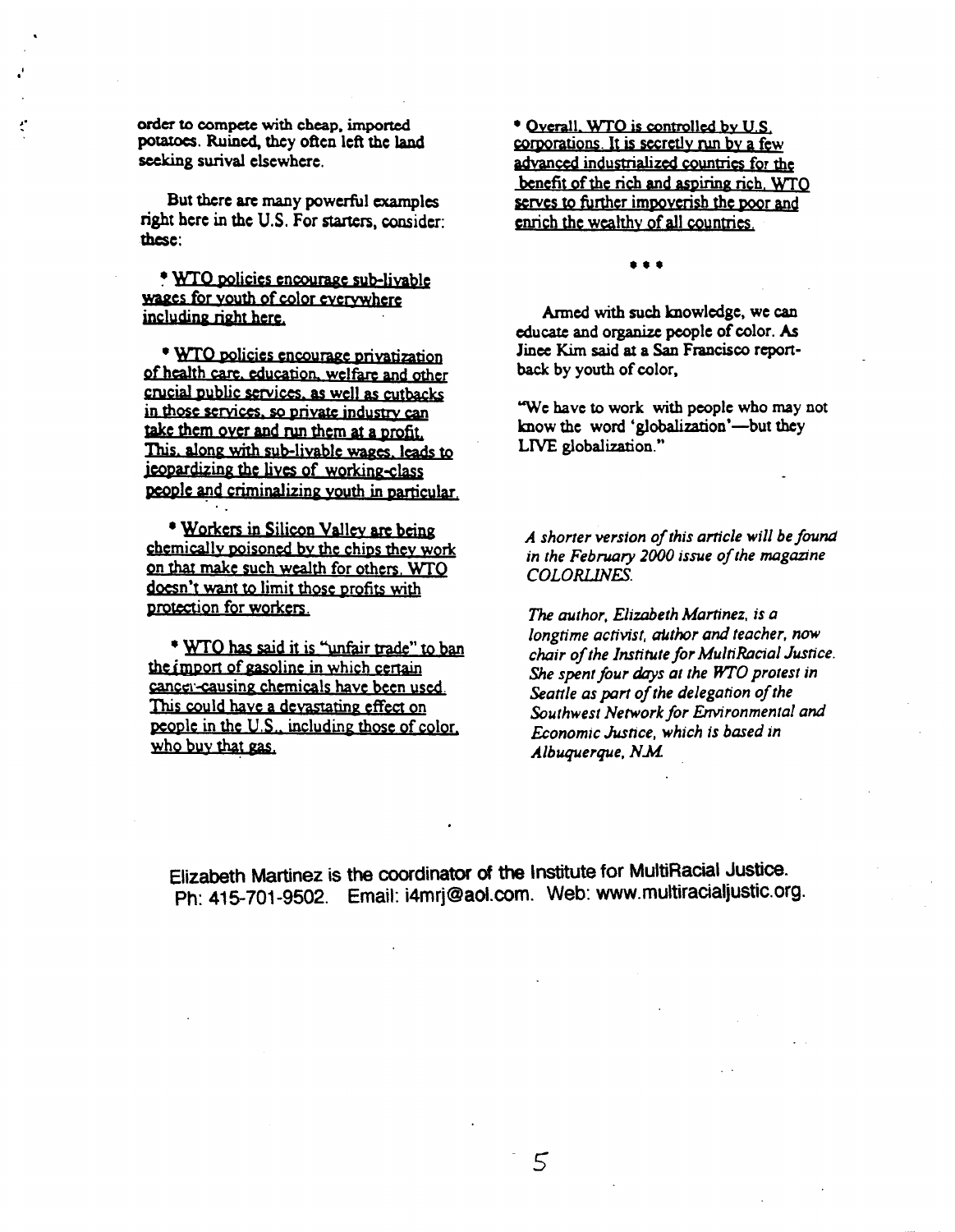order to compete with cheap, imported potatoes. Ruined, they often left the land seeking surival elsewhere.

But there are many powerful examples right here in the U.S. For starters, consider: these:

* WTO policies encourage sub-livable wages for youth of color everywhere including right here.

* WTO policies encourage privatization of health care, education, welfare and other crucial public services, as well as cutbacks in those services, so private industry can take them over and run them at a profit. This, along with sub-livable wages, leads to jeopardizing the lives of working-class people and criminalizing youth in particular.

* Workers in Silicon Valley are being chemically poisoned by the chips they work on that make such wealth for others. WTO doesn't want to limit those profits with protection for workers.

* WTO has said it is "unfair trade" to ban the import of gasoline in which certain cancer-causing chemicals have been used. This could have a devastating effect on people in the U.S., including those of color, who buy that gas.

* Overall, WTO is controlled by U.S. corporations. It is secretly run by a few advanced industrialized countries for the benefit of the rich and aspiring rich. WTO serves to further impoverish the poor and enrich the wealthy of all countries.

\* \* \*

Armed with such knowledge, we can educate and organize people of color. As Jinee Kim said at a San Francisco report-back by youth of color,

"We have to work with people who may not know the word 'globalization'—but they LIVE globalization."

*A shorter version of this article will be found in the February 2000 issue of the magazine COLORLINES.*

*The author, Elizabeth Martinez, is a longtime activist, author and teacher, now chair of the Institute for MultiRacial Justice. She spent four days at the WTO protest in Seattle as part of the delegation of the Southwest Network for Environmental and Economic Justice, which is based in Albuquerque, N.M.*

Elizabeth Martinez is the coordinator of the Institute for MultiRacial Justice.
Ph: 415-701-9502. Email: i4mrj@aol.com. Web: www.multiracialjustic.org.